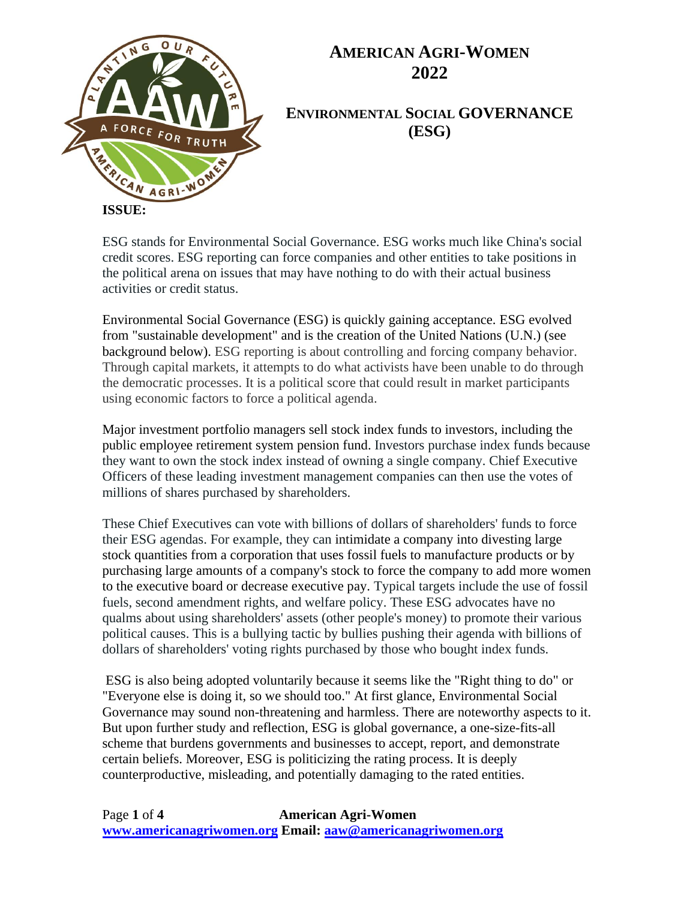# AMERICAN AGRI-WOMEN 2022

## ENVIRONMENTAL SOCIAL GOVERNANCE (ESG)

**ISSUE:**

ESG stands for Environmental Social Governance. ESG works much like China's social credit scores. ESG reporting can force companies and other entities to take positions in the political arena on issues that may have nothing to do with their actual business activities or credit status.

Environmental Social Governance (ESG) is quickly gaining acceptance. ESG evolved from "sustainable development" and is the creation of the United Nations (U.N.) (see background below). ESG reporting is about controlling and forcing company behavior. Through capital markets, it attempts to do what activists have been unable to do through the democratic processes. It is a political score that could result in market participants using economic factors to force a political agenda.

Major investment portfolio managers sell stock index funds to investors, including the public employee retirement system pension fund. Investors purchase index funds because they want to own the stock index instead of owning a single company. Chief Executive Officers of these leading investment management companies can then use the votes of millions of shares purchased by shareholders.

These Chief Executives can vote with billions of dollars of shareholders' funds to force their ESG agendas. For example, they can intimidate a company into divesting large stock quantities from a corporation that uses fossil fuels to manufacture products or by purchasing large amounts of a company's stock to force the company to add more women to the executive board or decrease executive pay. Typical targets include the use of fossil fuels, second amendment rights, and welfare policy. These ESG advocates have no qualms about using shareholders' assets (other people's money) to promote their various political causes. This is a bullying tactic by bullies pushing their agenda with billions of dollars of shareholders' voting rights purchased by those who bought index funds.

ESG is also being adopted voluntarily because it seems like the "Right thing to do" or "Everyone else is doing it, so we should too." At first glance, Environmental Social Governance may sound non-threatening and harmless. There are noteworthy aspects to it. But upon further study and reflection, ESG is global governance, a one-size-fits-all scheme that burdens governments and businesses to accept, report, and demonstrate certain beliefs. Moreover, ESG is politicizing the rating process. It is deeply counterproductive, misleading, and potentially damaging to the rated entities.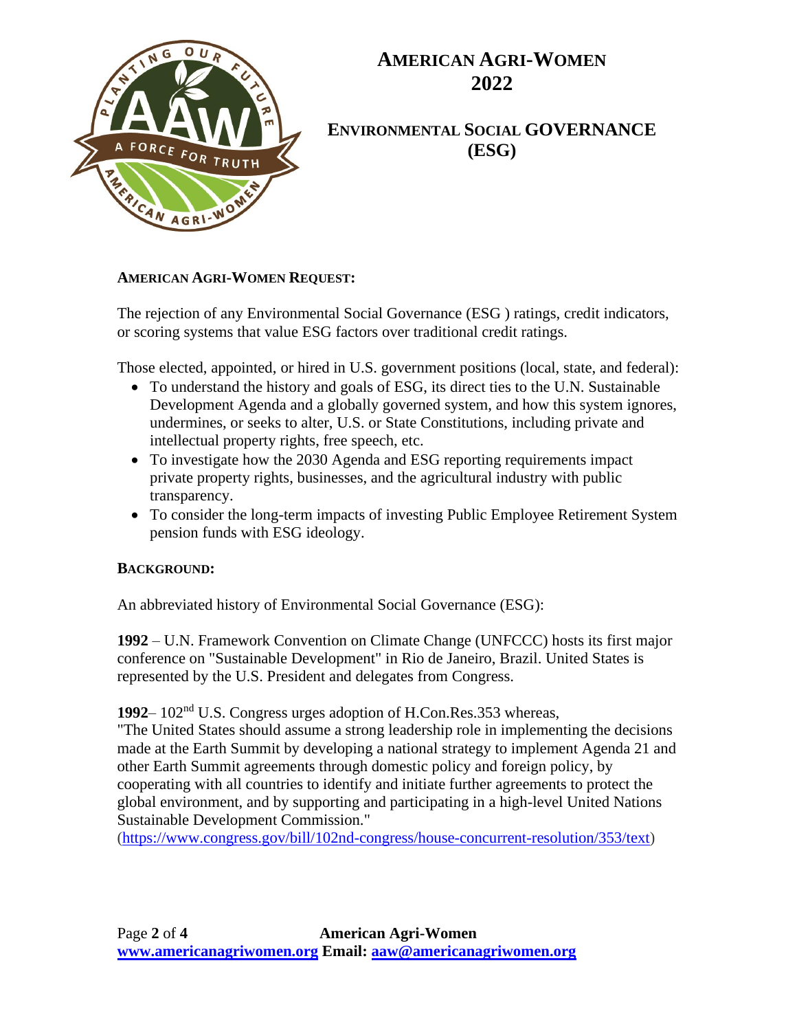# American Agri-Women 2022

## Environmental Social GOVERNANCE (ESG)

**AMERICAN AGRI-WOMEN REQUEST:**

The rejection of any Environmental Social Governance (ESG ) ratings, credit indicators, or scoring systems that value ESG factors over traditional credit ratings.

Those elected, appointed, or hired in U.S. government positions (local, state, and federal):

- To understand the history and goals of ESG, its direct ties to the U.N. Sustainable Development Agenda and a globally governed system, and how this system ignores, undermines, or seeks to alter, U.S. or State Constitutions, including private and intellectual property rights, free speech, etc.
- To investigate how the 2030 Agenda and ESG reporting requirements impact private property rights, businesses, and the agricultural industry with public transparency.
- To consider the long-term impacts of investing Public Employee Retirement System pension funds with ESG ideology.

**BACKGROUND:**

An abbreviated history of Environmental Social Governance (ESG):

**1992** – U.N. Framework Convention on Climate Change (UNFCCC) hosts its first major conference on "Sustainable Development" in Rio de Janeiro, Brazil. United States is represented by the U.S. President and delegates from Congress.

**1992**– 102nd U.S. Congress urges adoption of H.Con.Res.353 whereas, "The United States should assume a strong leadership role in implementing the decisions made at the Earth Summit by developing a national strategy to implement Agenda 21 and other Earth Summit agreements through domestic policy and foreign policy, by cooperating with all countries to identify and initiate further agreements to protect the global environment, and by supporting and participating in a high-level United Nations Sustainable Development Commission." (https://www.congress.gov/bill/102nd-congress/house-concurrent-resolution/353/text)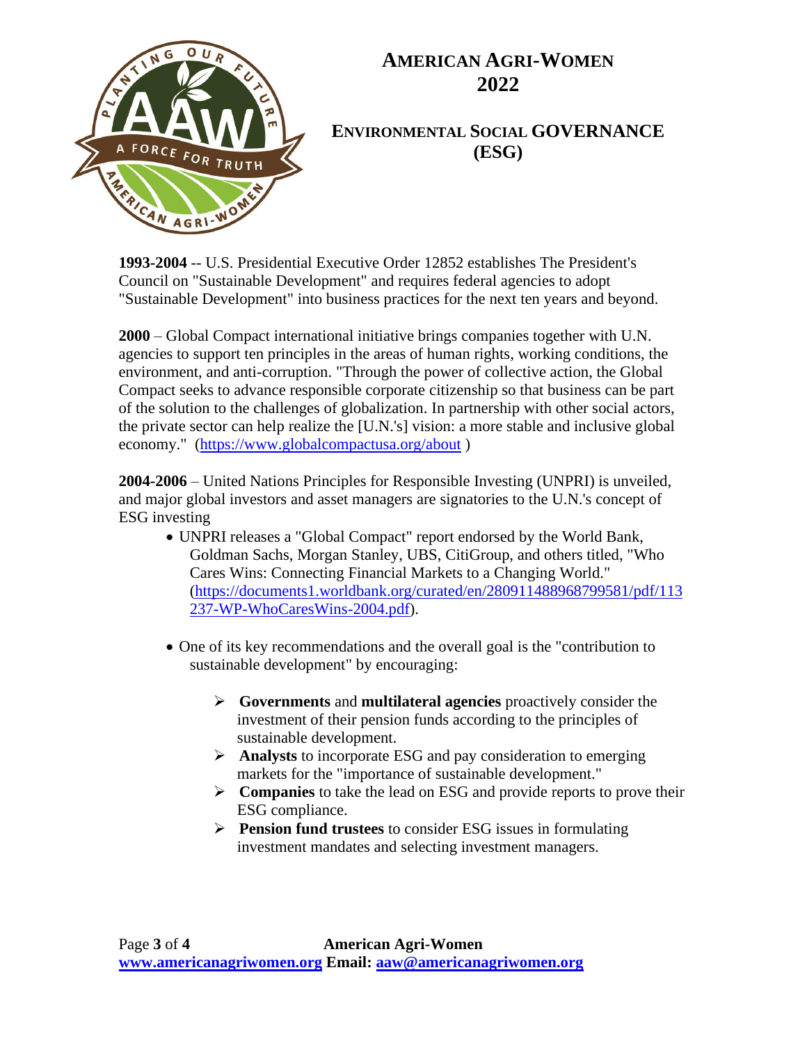# American Agri-Women 2022

## Environmental Social GOVERNANCE (ESG)

**1993-2004** -- U.S. Presidential Executive Order 12852 establishes The President's Council on "Sustainable Development" and requires federal agencies to adopt "Sustainable Development" into business practices for the next ten years and beyond.

**2000** – Global Compact international initiative brings companies together with U.N. agencies to support ten principles in the areas of human rights, working conditions, the environment, and anti-corruption. "Through the power of collective action, the Global Compact seeks to advance responsible corporate citizenship so that business can be part of the solution to the challenges of globalization. In partnership with other social actors, the private sector can help realize the [U.N.'s] vision: a more stable and inclusive global economy." (https://www.globalcompactusa.org/about )

**2004-2006** – United Nations Principles for Responsible Investing (UNPRI) is unveiled, and major global investors and asset managers are signatories to the U.N.'s concept of ESG investing

- UNPRI releases a "Global Compact" report endorsed by the World Bank, Goldman Sachs, Morgan Stanley, UBS, CitiGroup, and others titled, "Who Cares Wins: Connecting Financial Markets to a Changing World." (https://documents1.worldbank.org/curated/en/280911488968799581/pdf/113237-WP-WhoCaresWins-2004.pdf).

- One of its key recommendations and the overall goal is the "contribution to sustainable development" by encouraging:

  - **Governments** and **multilateral agencies** proactively consider the investment of their pension funds according to the principles of sustainable development.
  - **Analysts** to incorporate ESG and pay consideration to emerging markets for the "importance of sustainable development."
  - **Companies** to take the lead on ESG and provide reports to prove their ESG compliance.
  - **Pension fund trustees** to consider ESG issues in formulating investment mandates and selecting investment managers.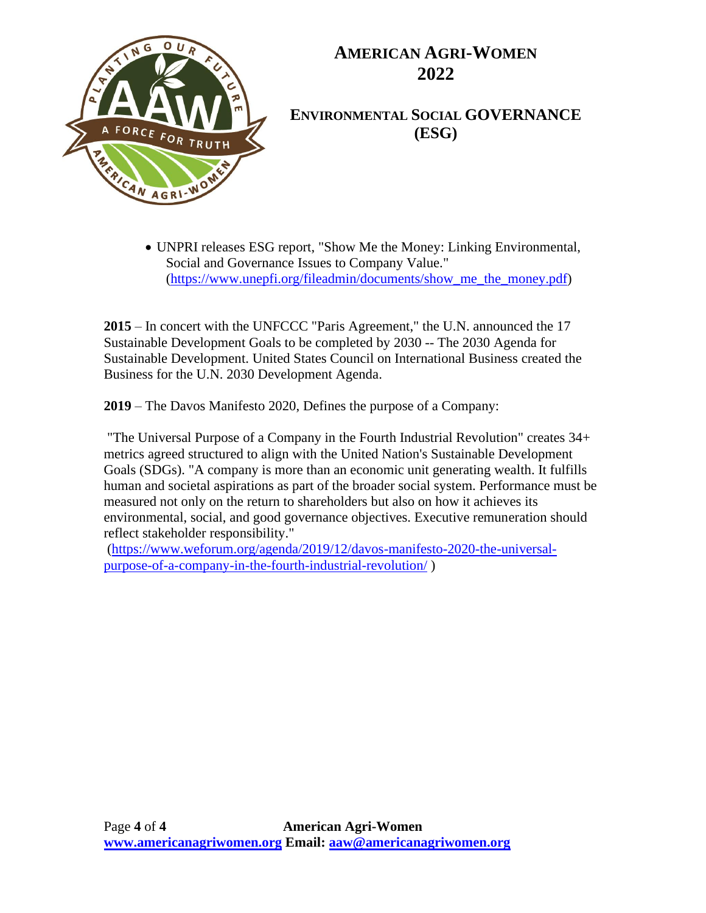# AMERICAN AGRI-WOMEN 2022

## ENVIRONMENTAL SOCIAL GOVERNANCE (ESG)

- UNPRI releases ESG report, "Show Me the Money: Linking Environmental, Social and Governance Issues to Company Value." (https://www.unepfi.org/fileadmin/documents/show_me_the_money.pdf)

**2015** – In concert with the UNFCCC "Paris Agreement," the U.N. announced the 17 Sustainable Development Goals to be completed by 2030 -- The 2030 Agenda for Sustainable Development. United States Council on International Business created the Business for the U.N. 2030 Development Agenda.

**2019** – The Davos Manifesto 2020, Defines the purpose of a Company:

"The Universal Purpose of a Company in the Fourth Industrial Revolution" creates 34+ metrics agreed structured to align with the United Nation's Sustainable Development Goals (SDGs). "A company is more than an economic unit generating wealth. It fulfills human and societal aspirations as part of the broader social system. Performance must be measured not only on the return to shareholders but also on how it achieves its environmental, social, and good governance objectives. Executive remuneration should reflect stakeholder responsibility."
(https://www.weforum.org/agenda/2019/12/davos-manifesto-2020-the-universal-purpose-of-a-company-in-the-fourth-industrial-revolution/ )